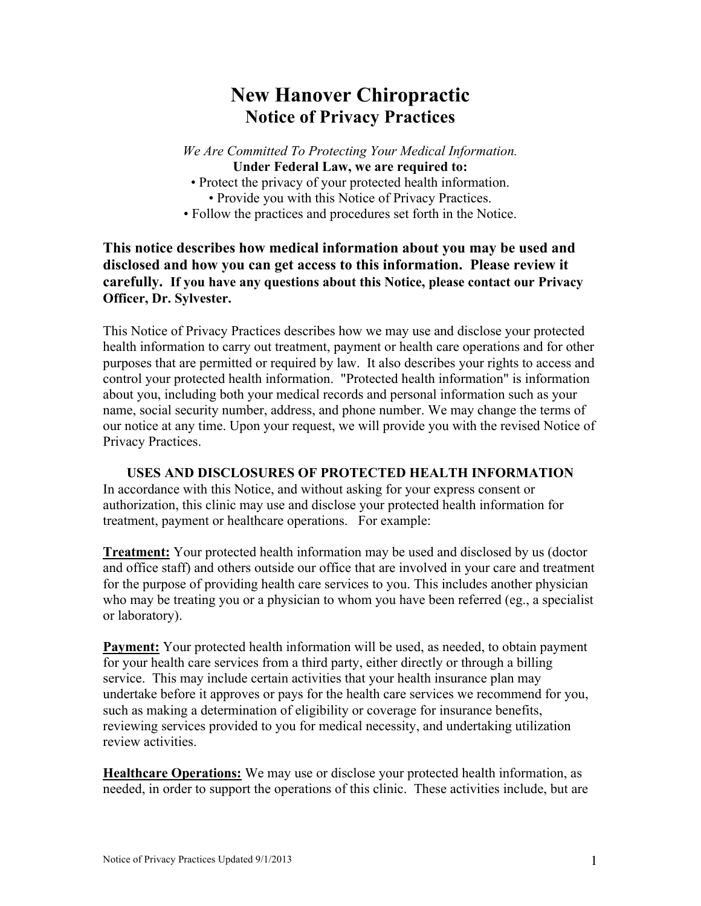# New Hanover Chiropractic
## Notice of Privacy Practices

*We Are Committed To Protecting Your Medical Information.*
**Under Federal Law, we are required to:**

- Protect the privacy of your protected health information.
- Provide you with this Notice of Privacy Practices.
- Follow the practices and procedures set forth in the Notice.

**This notice describes how medical information about you may be used and disclosed and how you can get access to this information. Please review it carefully. If you have any questions about this Notice, please contact our Privacy Officer, Dr. Sylvester.**

This Notice of Privacy Practices describes how we may use and disclose your protected health information to carry out treatment, payment or health care operations and for other purposes that are permitted or required by law. It also describes your rights to access and control your protected health information. "Protected health information" is information about you, including both your medical records and personal information such as your name, social security number, address, and phone number. We may change the terms of our notice at any time. Upon your request, we will provide you with the revised Notice of Privacy Practices.

### USES AND DISCLOSURES OF PROTECTED HEALTH INFORMATION

In accordance with this Notice, and without asking for your express consent or authorization, this clinic may use and disclose your protected health information for treatment, payment or healthcare operations. For example:

**Treatment:** Your protected health information may be used and disclosed by us (doctor and office staff) and others outside our office that are involved in your care and treatment for the purpose of providing health care services to you. This includes another physician who may be treating you or a physician to whom you have been referred (eg., a specialist or laboratory).

**Payment:** Your protected health information will be used, as needed, to obtain payment for your health care services from a third party, either directly or through a billing service. This may include certain activities that your health insurance plan may undertake before it approves or pays for the health care services we recommend for you, such as making a determination of eligibility or coverage for insurance benefits, reviewing services provided to you for medical necessity, and undertaking utilization review activities.

**Healthcare Operations:** We may use or disclose your protected health information, as needed, in order to support the operations of this clinic. These activities include, but are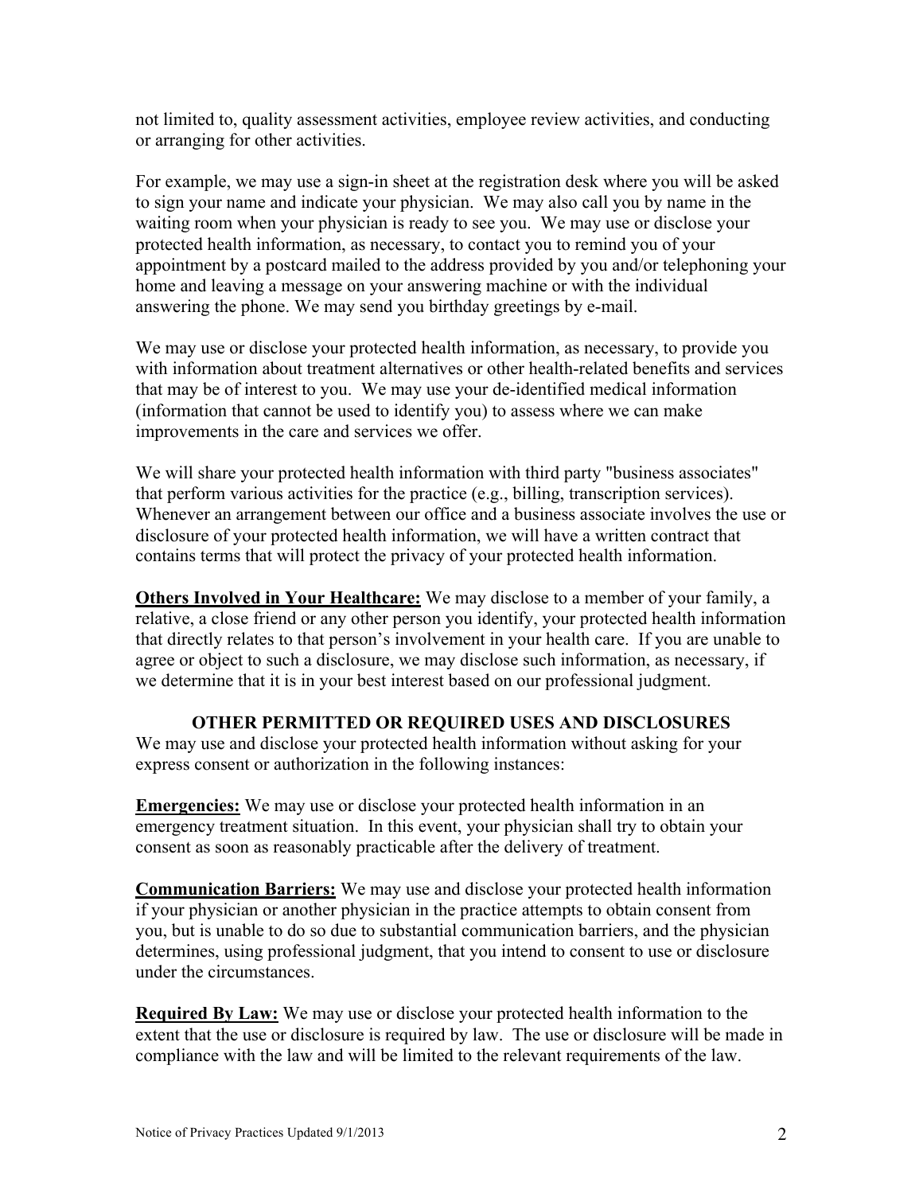not limited to, quality assessment activities, employee review activities, and conducting or arranging for other activities.

For example, we may use a sign-in sheet at the registration desk where you will be asked to sign your name and indicate your physician. We may also call you by name in the waiting room when your physician is ready to see you. We may use or disclose your protected health information, as necessary, to contact you to remind you of your appointment by a postcard mailed to the address provided by you and/or telephoning your home and leaving a message on your answering machine or with the individual answering the phone. We may send you birthday greetings by e-mail.

We may use or disclose your protected health information, as necessary, to provide you with information about treatment alternatives or other health-related benefits and services that may be of interest to you. We may use your de-identified medical information (information that cannot be used to identify you) to assess where we can make improvements in the care and services we offer.

We will share your protected health information with third party "business associates" that perform various activities for the practice (e.g., billing, transcription services). Whenever an arrangement between our office and a business associate involves the use or disclosure of your protected health information, we will have a written contract that contains terms that will protect the privacy of your protected health information.

**Others Involved in Your Healthcare:** We may disclose to a member of your family, a relative, a close friend or any other person you identify, your protected health information that directly relates to that person's involvement in your health care. If you are unable to agree or object to such a disclosure, we may disclose such information, as necessary, if we determine that it is in your best interest based on our professional judgment.

## OTHER PERMITTED OR REQUIRED USES AND DISCLOSURES

We may use and disclose your protected health information without asking for your express consent or authorization in the following instances:

**Emergencies:** We may use or disclose your protected health information in an emergency treatment situation. In this event, your physician shall try to obtain your consent as soon as reasonably practicable after the delivery of treatment.

**Communication Barriers:** We may use and disclose your protected health information if your physician or another physician in the practice attempts to obtain consent from you, but is unable to do so due to substantial communication barriers, and the physician determines, using professional judgment, that you intend to consent to use or disclosure under the circumstances.

**Required By Law:** We may use or disclose your protected health information to the extent that the use or disclosure is required by law. The use or disclosure will be made in compliance with the law and will be limited to the relevant requirements of the law.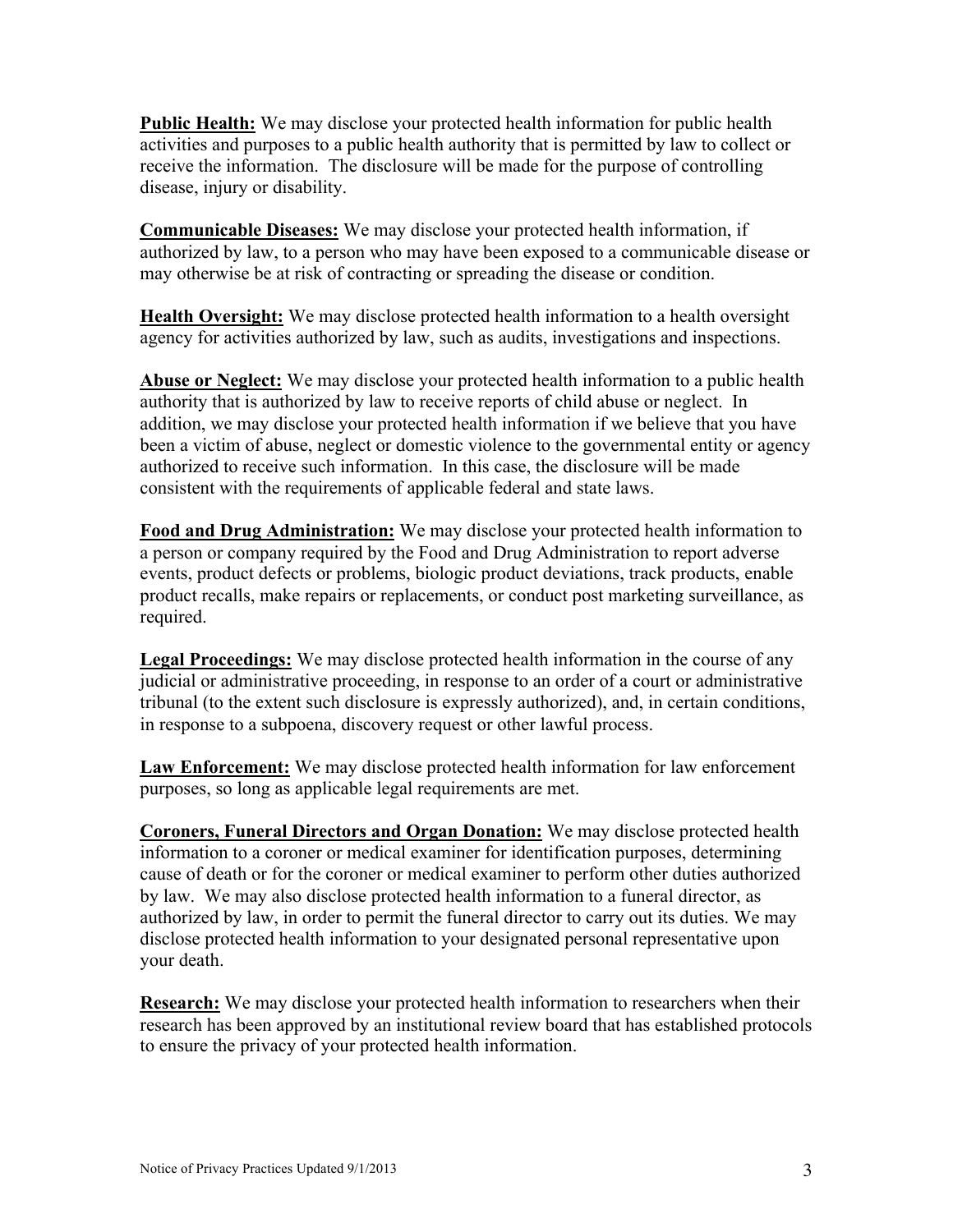**Public Health:** We may disclose your protected health information for public health activities and purposes to a public health authority that is permitted by law to collect or receive the information. The disclosure will be made for the purpose of controlling disease, injury or disability.

**Communicable Diseases:** We may disclose your protected health information, if authorized by law, to a person who may have been exposed to a communicable disease or may otherwise be at risk of contracting or spreading the disease or condition.

**Health Oversight:** We may disclose protected health information to a health oversight agency for activities authorized by law, such as audits, investigations and inspections.

**Abuse or Neglect:** We may disclose your protected health information to a public health authority that is authorized by law to receive reports of child abuse or neglect. In addition, we may disclose your protected health information if we believe that you have been a victim of abuse, neglect or domestic violence to the governmental entity or agency authorized to receive such information. In this case, the disclosure will be made consistent with the requirements of applicable federal and state laws.

**Food and Drug Administration:** We may disclose your protected health information to a person or company required by the Food and Drug Administration to report adverse events, product defects or problems, biologic product deviations, track products, enable product recalls, make repairs or replacements, or conduct post marketing surveillance, as required.

**Legal Proceedings:** We may disclose protected health information in the course of any judicial or administrative proceeding, in response to an order of a court or administrative tribunal (to the extent such disclosure is expressly authorized), and, in certain conditions, in response to a subpoena, discovery request or other lawful process.

**Law Enforcement:** We may disclose protected health information for law enforcement purposes, so long as applicable legal requirements are met.

**Coroners, Funeral Directors and Organ Donation:** We may disclose protected health information to a coroner or medical examiner for identification purposes, determining cause of death or for the coroner or medical examiner to perform other duties authorized by law. We may also disclose protected health information to a funeral director, as authorized by law, in order to permit the funeral director to carry out its duties. We may disclose protected health information to your designated personal representative upon your death.

**Research:** We may disclose your protected health information to researchers when their research has been approved by an institutional review board that has established protocols to ensure the privacy of your protected health information.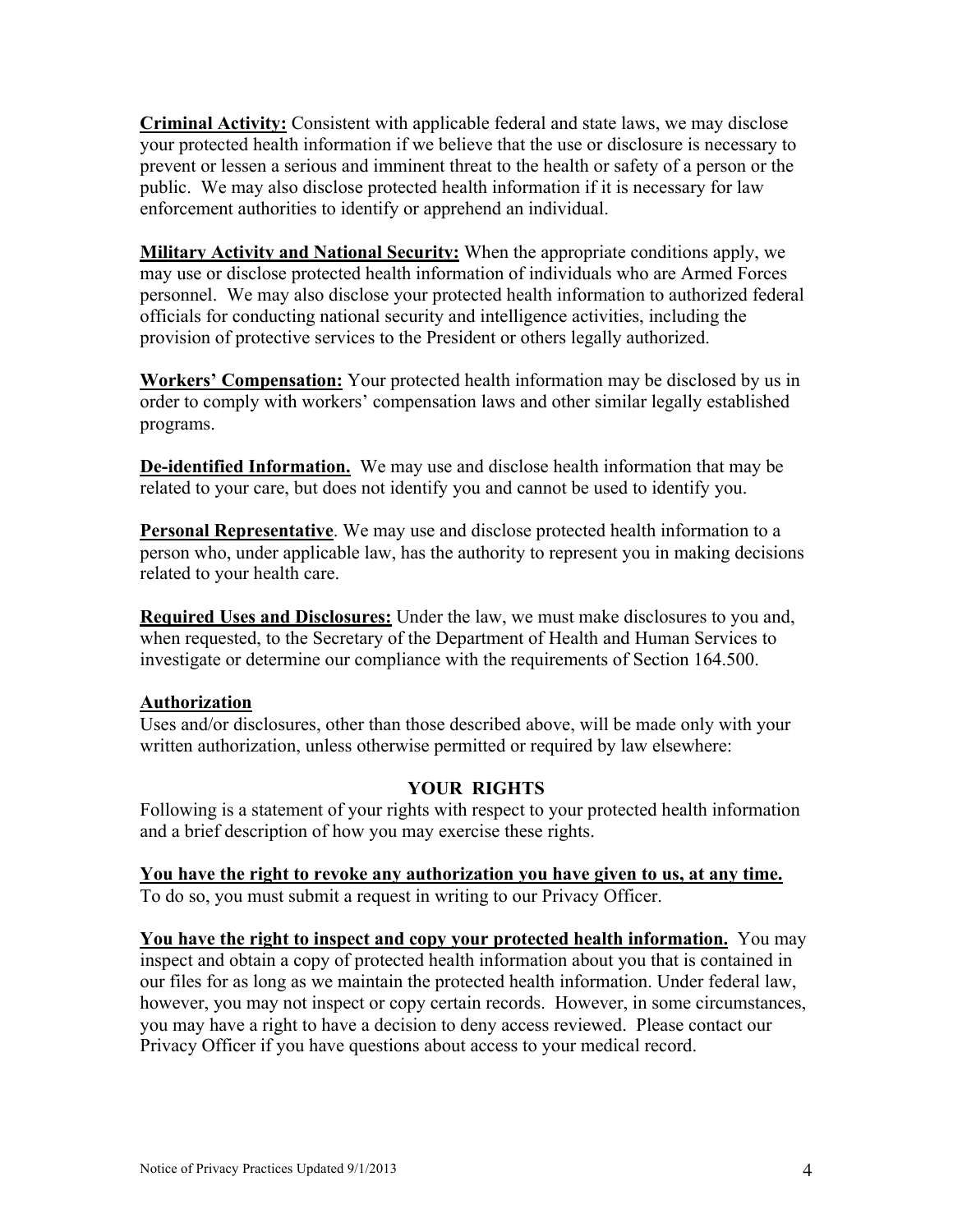**Criminal Activity:** Consistent with applicable federal and state laws, we may disclose your protected health information if we believe that the use or disclosure is necessary to prevent or lessen a serious and imminent threat to the health or safety of a person or the public. We may also disclose protected health information if it is necessary for law enforcement authorities to identify or apprehend an individual.

**Military Activity and National Security:** When the appropriate conditions apply, we may use or disclose protected health information of individuals who are Armed Forces personnel. We may also disclose your protected health information to authorized federal officials for conducting national security and intelligence activities, including the provision of protective services to the President or others legally authorized.

**Workers' Compensation:** Your protected health information may be disclosed by us in order to comply with workers' compensation laws and other similar legally established programs.

**De-identified Information.** We may use and disclose health information that may be related to your care, but does not identify you and cannot be used to identify you.

**Personal Representative**. We may use and disclose protected health information to a person who, under applicable law, has the authority to represent you in making decisions related to your health care.

**Required Uses and Disclosures:** Under the law, we must make disclosures to you and, when requested, to the Secretary of the Department of Health and Human Services to investigate or determine our compliance with the requirements of Section 164.500.

**Authorization**

Uses and/or disclosures, other than those described above, will be made only with your written authorization, unless otherwise permitted or required by law elsewhere:

## YOUR RIGHTS

Following is a statement of your rights with respect to your protected health information and a brief description of how you may exercise these rights.

**You have the right to revoke any authorization you have given to us, at any time.** To do so, you must submit a request in writing to our Privacy Officer.

**You have the right to inspect and copy your protected health information.** You may inspect and obtain a copy of protected health information about you that is contained in our files for as long as we maintain the protected health information. Under federal law, however, you may not inspect or copy certain records. However, in some circumstances, you may have a right to have a decision to deny access reviewed. Please contact our Privacy Officer if you have questions about access to your medical record.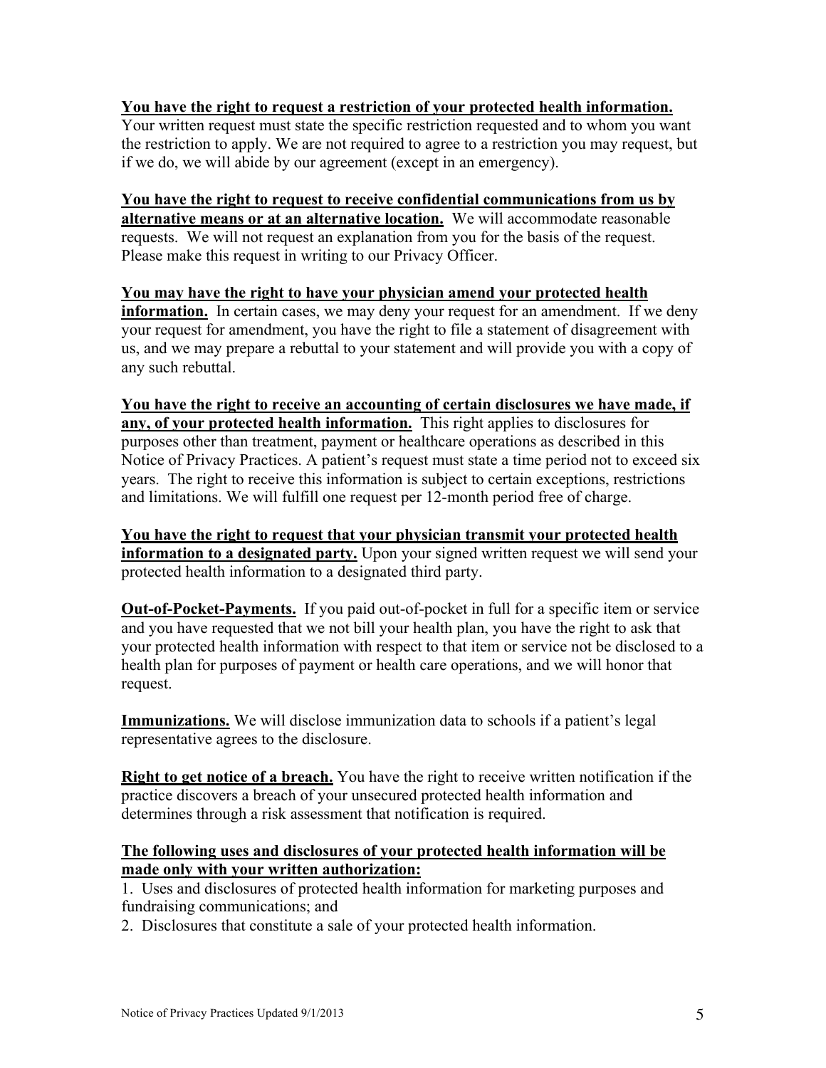**<u>You have the right to request a restriction of your protected health information.</u>** Your written request must state the specific restriction requested and to whom you want the restriction to apply. We are not required to agree to a restriction you may request, but if we do, we will abide by our agreement (except in an emergency).

**<u>You have the right to request to receive confidential communications from us by alternative means or at an alternative location.</u>** We will accommodate reasonable requests. We will not request an explanation from you for the basis of the request. Please make this request in writing to our Privacy Officer.

**<u>You may have the right to have your physician amend your protected health information.</u>** In certain cases, we may deny your request for an amendment. If we deny your request for amendment, you have the right to file a statement of disagreement with us, and we may prepare a rebuttal to your statement and will provide you with a copy of any such rebuttal.

**<u>You have the right to receive an accounting of certain disclosures we have made, if any, of your protected health information.</u>** This right applies to disclosures for purposes other than treatment, payment or healthcare operations as described in this Notice of Privacy Practices. A patient's request must state a time period not to exceed six years. The right to receive this information is subject to certain exceptions, restrictions and limitations. We will fulfill one request per 12-month period free of charge.

**<u>You have the right to request that your physician transmit your protected health information to a designated party.</u>** Upon your signed written request we will send your protected health information to a designated third party.

**<u>Out-of-Pocket-Payments.</u>** If you paid out-of-pocket in full for a specific item or service and you have requested that we not bill your health plan, you have the right to ask that your protected health information with respect to that item or service not be disclosed to a health plan for purposes of payment or health care operations, and we will honor that request.

**<u>Immunizations.</u>** We will disclose immunization data to schools if a patient's legal representative agrees to the disclosure.

**<u>Right to get notice of a breach.</u>** You have the right to receive written notification if the practice discovers a breach of your unsecured protected health information and determines through a risk assessment that notification is required.

**<u>The following uses and disclosures of your protected health information will be made only with your written authorization:</u>**

1. Uses and disclosures of protected health information for marketing purposes and fundraising communications; and
2. Disclosures that constitute a sale of your protected health information.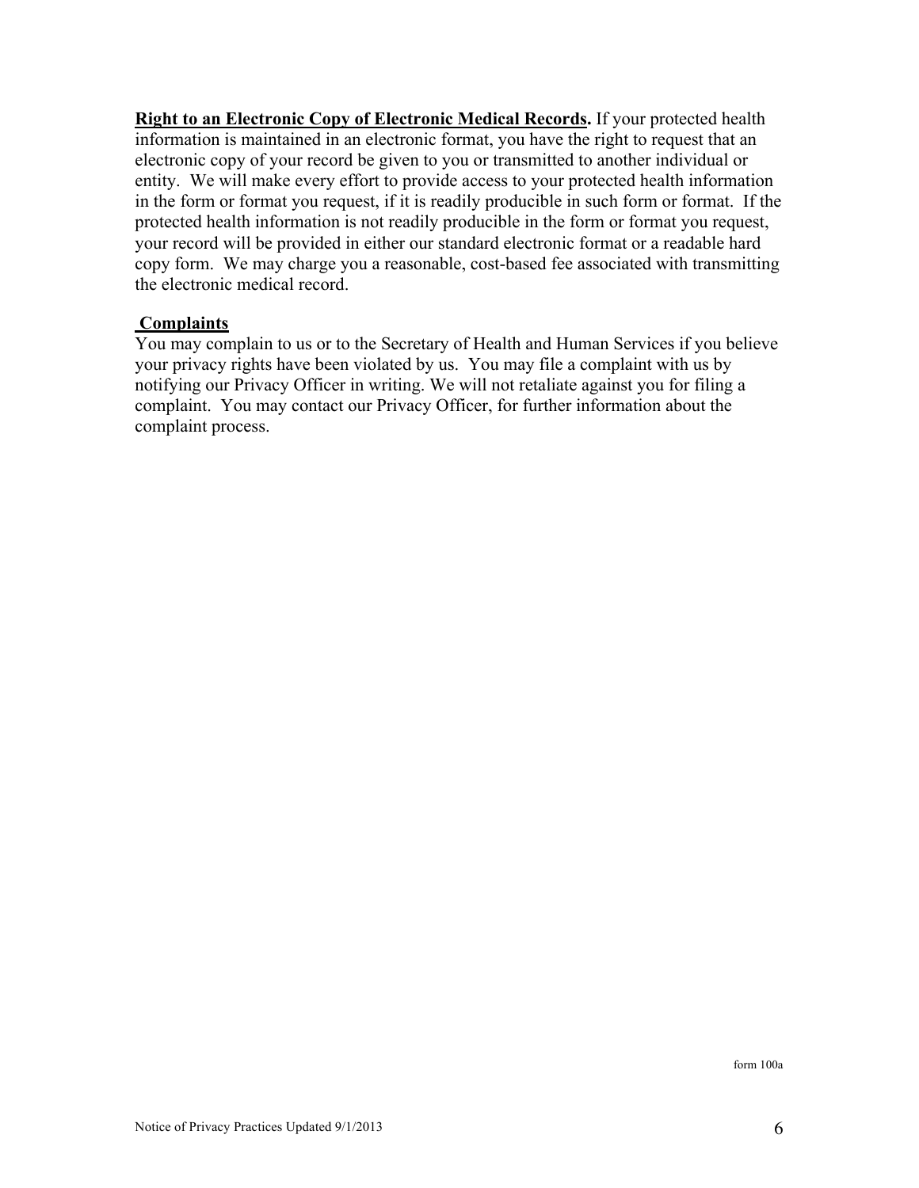**Right to an Electronic Copy of Electronic Medical Records.** If your protected health information is maintained in an electronic format, you have the right to request that an electronic copy of your record be given to you or transmitted to another individual or entity. We will make every effort to provide access to your protected health information in the form or format you request, if it is readily producible in such form or format. If the protected health information is not readily producible in the form or format you request, your record will be provided in either our standard electronic format or a readable hard copy form. We may charge you a reasonable, cost-based fee associated with transmitting the electronic medical record.

**Complaints**

You may complain to us or to the Secretary of Health and Human Services if you believe your privacy rights have been violated by us. You may file a complaint with us by notifying our Privacy Officer in writing. We will not retaliate against you for filing a complaint. You may contact our Privacy Officer, for further information about the complaint process.

form 100a